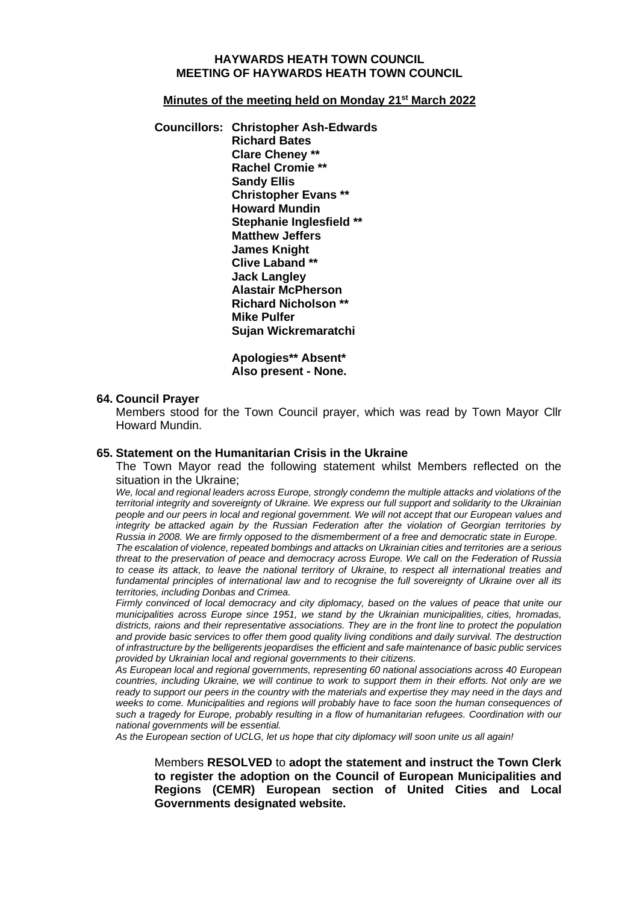**HAYWARDS HEATH TOWN COUNCIL**
**MEETING OF HAYWARDS HEATH TOWN COUNCIL**

**Minutes of the meeting held on Monday 21st March 2022**

**Councillors:** **Christopher Ash-Edwards**
**Richard Bates**
**Clare Cheney ****
**Rachel Cromie ****
**Sandy Ellis**
**Christopher Evans ****
**Howard Mundin**
**Stephanie Inglesfield ****
**Matthew Jeffers**
**James Knight**
**Clive Laband ****
**Jack Langley**
**Alastair McPherson**
**Richard Nicholson ****
**Mike Pulfer**
**Sujan Wickremaratchi**

**Apologies** Absent***
**Also present - None.**

### 64. Council Prayer

Members stood for the Town Council prayer, which was read by Town Mayor Cllr Howard Mundin.

### 65. Statement on the Humanitarian Crisis in the Ukraine

The Town Mayor read the following statement whilst Members reflected on the situation in the Ukraine;

*We, local and regional leaders across Europe, strongly condemn the multiple attacks and violations of the territorial integrity and sovereignty of Ukraine. We express our full support and solidarity to the Ukrainian people and our peers in local and regional government. We will not accept that our European values and integrity be attacked again by the Russian Federation after the violation of Georgian territories by Russia in 2008. We are firmly opposed to the dismemberment of a free and democratic state in Europe.*

*The escalation of violence, repeated bombings and attacks on Ukrainian cities and territories are a serious threat to the preservation of peace and democracy across Europe. We call on the Federation of Russia to cease its attack, to leave the national territory of Ukraine, to respect all international treaties and fundamental principles of international law and to recognise the full sovereignty of Ukraine over all its territories, including Donbas and Crimea.*

*Firmly convinced of local democracy and city diplomacy, based on the values of peace that unite our municipalities across Europe since 1951, we stand by the Ukrainian municipalities, cities, hromadas, districts, raions and their representative associations. They are in the front line to protect the population and provide basic services to offer them good quality living conditions and daily survival. The destruction of infrastructure by the belligerents jeopardises the efficient and safe maintenance of basic public services provided by Ukrainian local and regional governments to their citizens.*

*As European local and regional governments, representing 60 national associations across 40 European countries, including Ukraine, we will continue to work to support them in their efforts. Not only are we ready to support our peers in the country with the materials and expertise they may need in the days and weeks to come. Municipalities and regions will probably have to face soon the human consequences of such a tragedy for Europe, probably resulting in a flow of humanitarian refugees. Coordination with our national governments will be essential.*

*As the European section of UCLG, let us hope that city diplomacy will soon unite us all again!*

Members **RESOLVED** to **adopt the statement and instruct the Town Clerk to register the adoption on the Council of European Municipalities and Regions (CEMR) European section of United Cities and Local Governments designated website.**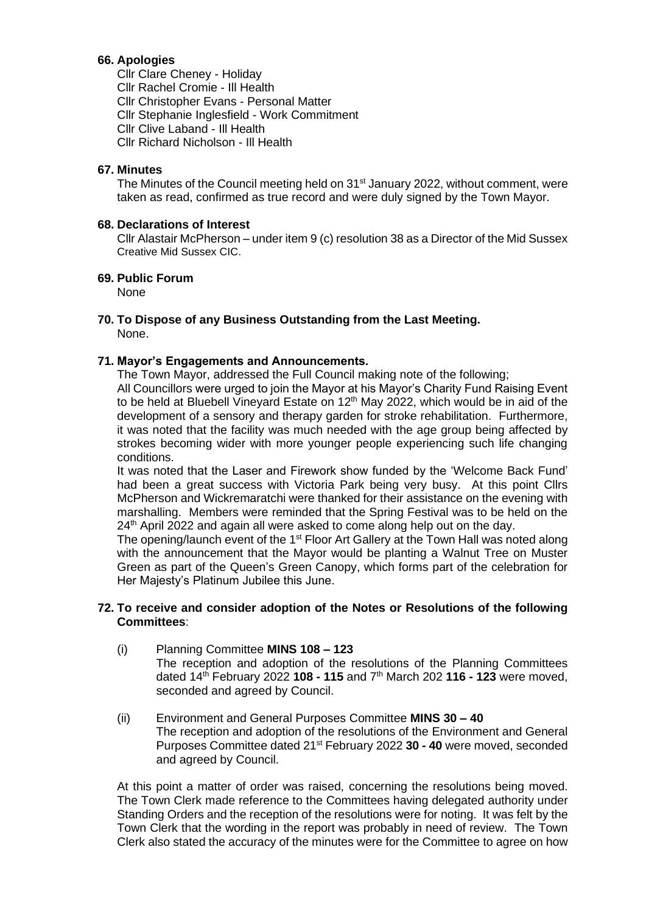**66. Apologies**

Cllr Clare Cheney - Holiday
Cllr Rachel Cromie - Ill Health
Cllr Christopher Evans - Personal Matter
Cllr Stephanie Inglesfield - Work Commitment
Cllr Clive Laband - Ill Health
Cllr Richard Nicholson - Ill Health

**67. Minutes**

The Minutes of the Council meeting held on 31st January 2022, without comment, were taken as read, confirmed as true record and were duly signed by the Town Mayor.

**68. Declarations of Interest**

Cllr Alastair McPherson – under item 9 (c) resolution 38 as a Director of the Mid Sussex Creative Mid Sussex CIC.

**69. Public Forum**

None

**70. To Dispose of any Business Outstanding from the Last Meeting.**

None.

**71. Mayor's Engagements and Announcements.**

The Town Mayor, addressed the Full Council making note of the following;

All Councillors were urged to join the Mayor at his Mayor's Charity Fund Raising Event to be held at Bluebell Vineyard Estate on 12th May 2022, which would be in aid of the development of a sensory and therapy garden for stroke rehabilitation. Furthermore, it was noted that the facility was much needed with the age group being affected by strokes becoming wider with more younger people experiencing such life changing conditions.

It was noted that the Laser and Firework show funded by the 'Welcome Back Fund' had been a great success with Victoria Park being very busy. At this point Cllrs McPherson and Wickremaratchi were thanked for their assistance on the evening with marshalling. Members were reminded that the Spring Festival was to be held on the 24th April 2022 and again all were asked to come along help out on the day.

The opening/launch event of the 1st Floor Art Gallery at the Town Hall was noted along with the announcement that the Mayor would be planting a Walnut Tree on Muster Green as part of the Queen's Green Canopy, which forms part of the celebration for Her Majesty's Platinum Jubilee this June.

**72. To receive and consider adoption of the Notes or Resolutions of the following Committees**:

(i) Planning Committee **MINS 108 – 123**
The reception and adoption of the resolutions of the Planning Committees dated 14th February 2022 **108 - 115** and 7th March 202 **116 - 123** were moved, seconded and agreed by Council.

(ii) Environment and General Purposes Committee **MINS 30 – 40**
The reception and adoption of the resolutions of the Environment and General Purposes Committee dated 21st February 2022 **30 - 40** were moved, seconded and agreed by Council.

At this point a matter of order was raised, concerning the resolutions being moved. The Town Clerk made reference to the Committees having delegated authority under Standing Orders and the reception of the resolutions were for noting. It was felt by the Town Clerk that the wording in the report was probably in need of review. The Town Clerk also stated the accuracy of the minutes were for the Committee to agree on how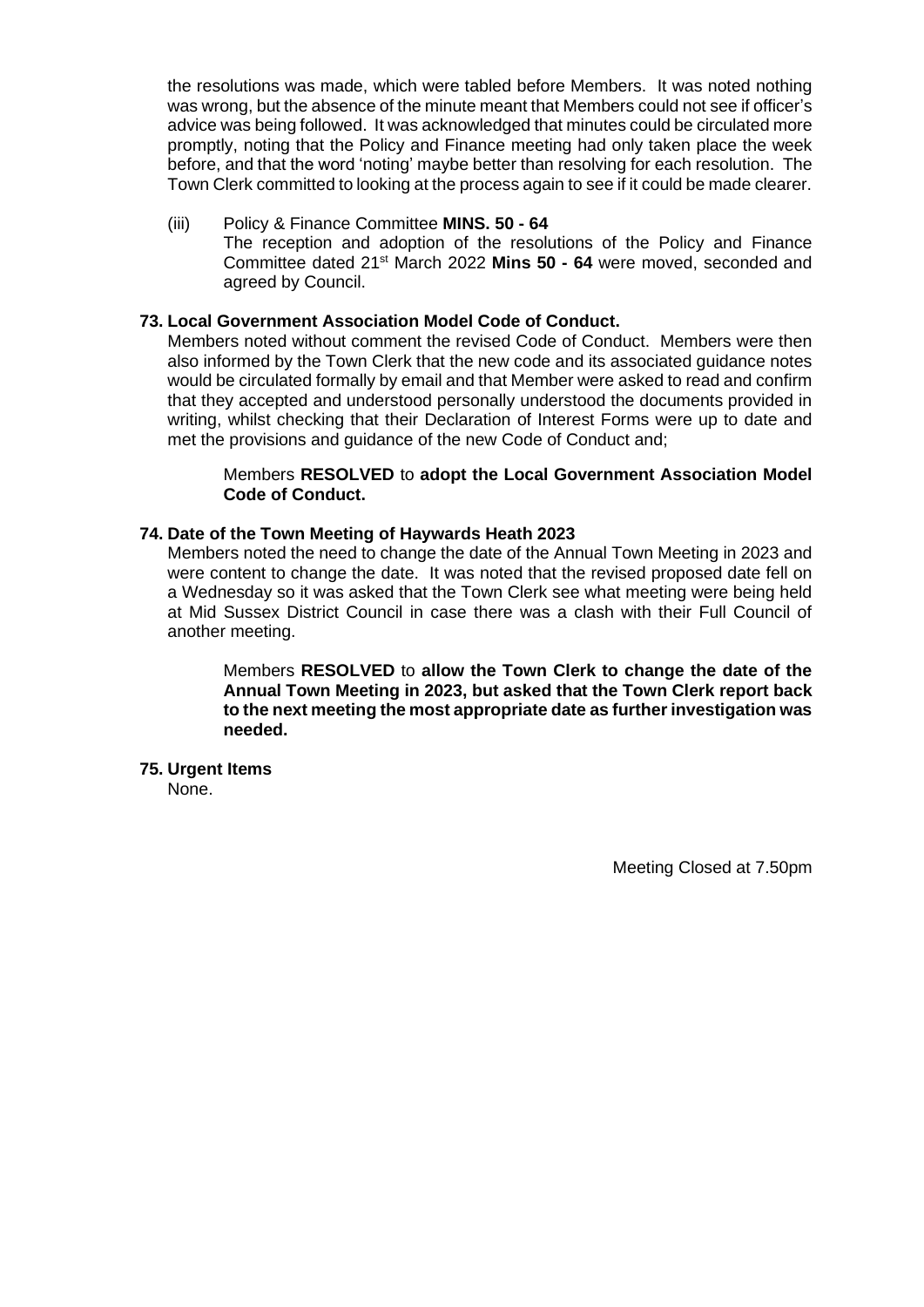the resolutions was made, which were tabled before Members. It was noted nothing was wrong, but the absence of the minute meant that Members could not see if officer's advice was being followed. It was acknowledged that minutes could be circulated more promptly, noting that the Policy and Finance meeting had only taken place the week before, and that the word 'noting' maybe better than resolving for each resolution. The Town Clerk committed to looking at the process again to see if it could be made clearer.

(iii) Policy & Finance Committee **MINS. 50 - 64**
The reception and adoption of the resolutions of the Policy and Finance Committee dated 21st March 2022 **Mins 50 - 64** were moved, seconded and agreed by Council.

**73. Local Government Association Model Code of Conduct.**

Members noted without comment the revised Code of Conduct. Members were then also informed by the Town Clerk that the new code and its associated guidance notes would be circulated formally by email and that Member were asked to read and confirm that they accepted and understood personally understood the documents provided in writing, whilst checking that their Declaration of Interest Forms were up to date and met the provisions and guidance of the new Code of Conduct and;

> Members **RESOLVED** to **adopt the Local Government Association Model Code of Conduct.**

**74. Date of the Town Meeting of Haywards Heath 2023**

Members noted the need to change the date of the Annual Town Meeting in 2023 and were content to change the date. It was noted that the revised proposed date fell on a Wednesday so it was asked that the Town Clerk see what meeting were being held at Mid Sussex District Council in case there was a clash with their Full Council of another meeting.

> Members **RESOLVED** to **allow the Town Clerk to change the date of the Annual Town Meeting in 2023, but asked that the Town Clerk report back to the next meeting the most appropriate date as further investigation was needed.**

**75. Urgent Items**

None.

Meeting Closed at 7.50pm